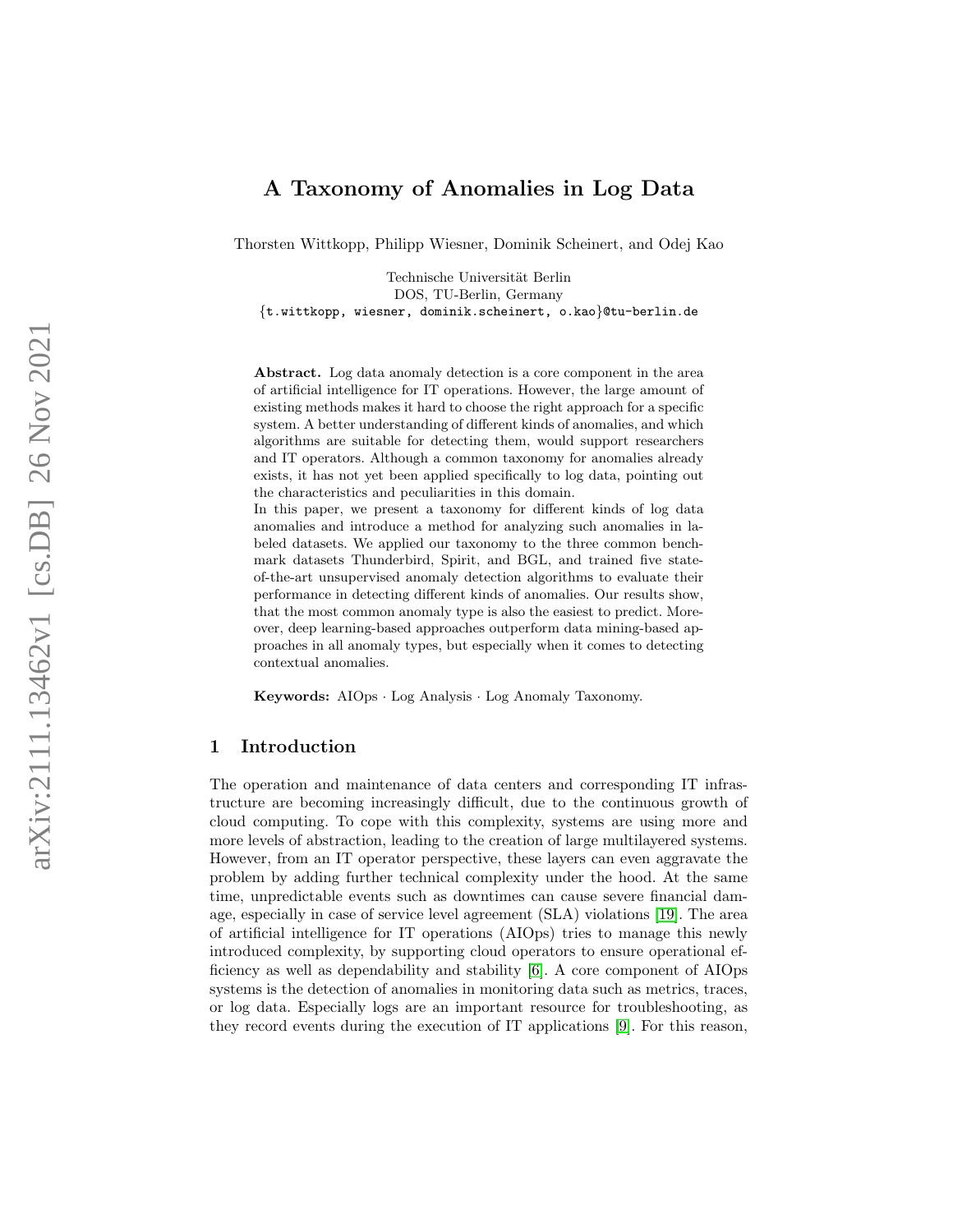# A Taxonomy of Anomalies in Log Data

Thorsten Wittkopp, Philipp Wiesner, Dominik Scheinert, and Odej Kao

Technische Universität Berlin
DOS, TU-Berlin, Germany
{t.wittkopp, wiesner, dominik.scheinert, o.kao}@tu-berlin.de

**Abstract.** Log data anomaly detection is a core component in the area of artificial intelligence for IT operations. However, the large amount of existing methods makes it hard to choose the right approach for a specific system. A better understanding of different kinds of anomalies, and which algorithms are suitable for detecting them, would support researchers and IT operators. Although a common taxonomy for anomalies already exists, it has not yet been applied specifically to log data, pointing out the characteristics and peculiarities in this domain.
In this paper, we present a taxonomy for different kinds of log data anomalies and introduce a method for analyzing such anomalies in labeled datasets. We applied our taxonomy to the three common benchmark datasets Thunderbird, Spirit, and BGL, and trained five state-of-the-art unsupervised anomaly detection algorithms to evaluate their performance in detecting different kinds of anomalies. Our results show, that the most common anomaly type is also the easiest to predict. Moreover, deep learning-based approaches outperform data mining-based approaches in all anomaly types, but especially when it comes to detecting contextual anomalies.

**Keywords:** AIOps · Log Analysis · Log Anomaly Taxonomy.

## 1 Introduction

The operation and maintenance of data centers and corresponding IT infrastructure are becoming increasingly difficult, due to the continuous growth of cloud computing. To cope with this complexity, systems are using more and more levels of abstraction, leading to the creation of large multilayered systems. However, from an IT operator perspective, these layers can even aggravate the problem by adding further technical complexity under the hood. At the same time, unpredictable events such as downtimes can cause severe financial damage, especially in case of service level agreement (SLA) violations [19]. The area of artificial intelligence for IT operations (AIOps) tries to manage this newly introduced complexity, by supporting cloud operators to ensure operational efficiency as well as dependability and stability [6]. A core component of AIOps systems is the detection of anomalies in monitoring data such as metrics, traces, or log data. Especially logs are an important resource for troubleshooting, as they record events during the execution of IT applications [9]. For this reason,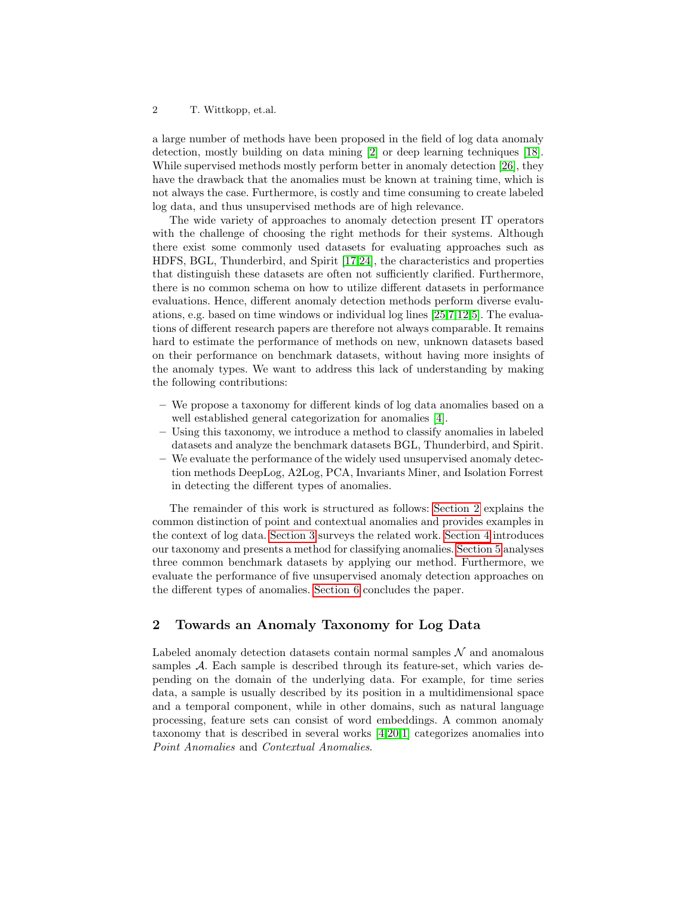a large number of methods have been proposed in the field of log data anomaly detection, mostly building on data mining [2] or deep learning techniques [18]. While supervised methods mostly perform better in anomaly detection [26], they have the drawback that the anomalies must be known at training time, which is not always the case. Furthermore, is costly and time consuming to create labeled log data, and thus unsupervised methods are of high relevance.

The wide variety of approaches to anomaly detection present IT operators with the challenge of choosing the right methods for their systems. Although there exist some commonly used datasets for evaluating approaches such as HDFS, BGL, Thunderbird, and Spirit [17,24], the characteristics and properties that distinguish these datasets are often not sufficiently clarified. Furthermore, there is no common schema on how to utilize different datasets in performance evaluations. Hence, different anomaly detection methods perform diverse evaluations, e.g. based on time windows or individual log lines [25,7,12,5]. The evaluations of different research papers are therefore not always comparable. It remains hard to estimate the performance of methods on new, unknown datasets based on their performance on benchmark datasets, without having more insights of the anomaly types. We want to address this lack of understanding by making the following contributions:

- We propose a taxonomy for different kinds of log data anomalies based on a well established general categorization for anomalies [4].
- Using this taxonomy, we introduce a method to classify anomalies in labeled datasets and analyze the benchmark datasets BGL, Thunderbird, and Spirit.
- We evaluate the performance of the widely used unsupervised anomaly detection methods DeepLog, A2Log, PCA, Invariants Miner, and Isolation Forrest in detecting the different types of anomalies.

The remainder of this work is structured as follows: Section 2 explains the common distinction of point and contextual anomalies and provides examples in the context of log data. Section 3 surveys the related work. Section 4 introduces our taxonomy and presents a method for classifying anomalies. Section 5 analyses three common benchmark datasets by applying our method. Furthermore, we evaluate the performance of five unsupervised anomaly detection approaches on the different types of anomalies. Section 6 concludes the paper.

## 2 Towards an Anomaly Taxonomy for Log Data

Labeled anomaly detection datasets contain normal samples $\mathcal{N}$ and anomalous samples $\mathcal{A}$. Each sample is described through its feature-set, which varies depending on the domain of the underlying data. For example, for time series data, a sample is usually described by its position in a multidimensional space and a temporal component, while in other domains, such as natural language processing, feature sets can consist of word embeddings. A common anomaly taxonomy that is described in several works [4,20,1] categorizes anomalies into *Point Anomalies* and *Contextual Anomalies*.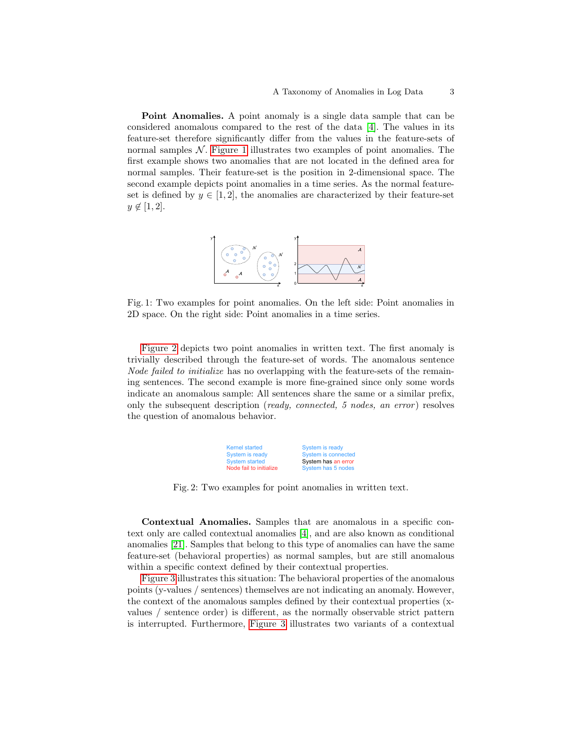**Point Anomalies.** A point anomaly is a single data sample that can be considered anomalous compared to the rest of the data [4]. The values in its feature-set therefore significantly differ from the values in the feature-sets of normal samples $\mathcal{N}$. Figure 1 illustrates two examples of point anomalies. The first example shows two anomalies that are not located in the defined area for normal samples. Their feature-set is the position in 2-dimensional space. The second example depicts point anomalies in a time series. As the normal feature-set is defined by $y \in [1, 2]$, the anomalies are characterized by their feature-set $y \notin [1, 2]$.

Fig. 1: Two examples for point anomalies. On the left side: Point anomalies in 2D space. On the right side: Point anomalies in a time series.

Figure 2 depicts two point anomalies in written text. The first anomaly is trivially described through the feature-set of words. The anomalous sentence *Node failed to initialize* has no overlapping with the feature-sets of the remaining sentences. The second example is more fine-grained since only some words indicate an anomalous sample: All sentences share the same or a similar prefix, only the subsequent description (*ready, connected, 5 nodes, an error*) resolves the question of anomalous behavior.

| | |
|---|---|
| Kernel started | System is ready |
| System is ready | System is connected |
| System started | System has an error |
| Node fail to initialize | System has 5 nodes |

Fig. 2: Two examples for point anomalies in written text.

**Contextual Anomalies.** Samples that are anomalous in a specific context only are called contextual anomalies [4], and are also known as conditional anomalies [21]. Samples that belong to this type of anomalies can have the same feature-set (behavioral properties) as normal samples, but are still anomalous within a specific context defined by their contextual properties.

Figure 3 illustrates this situation: The behavioral properties of the anomalous points (y-values / sentences) themselves are not indicating an anomaly. However, the context of the anomalous samples defined by their contextual properties (x-values / sentence order) is different, as the normally observable strict pattern is interrupted. Furthermore, Figure 3 illustrates two variants of a contextual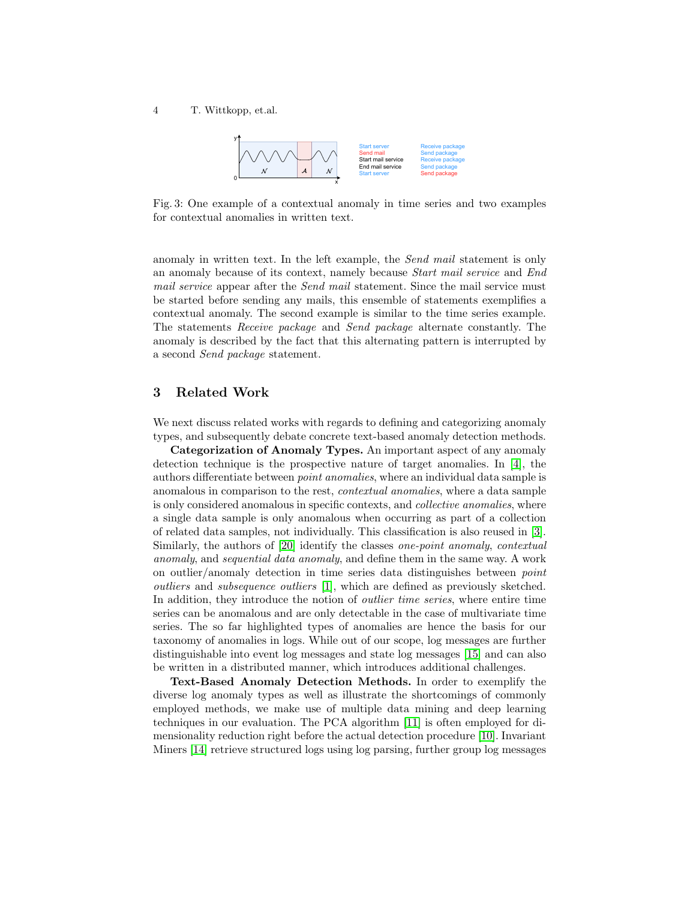y

0

$\mathcal{N}$

$\mathcal{A}$

$\mathcal{N}$

x

Start server
Send mail
Start mail service
End mail service
Start server

Receive package
Send package
Receive package
Send package
Send package

Fig. 3: One example of a contextual anomaly in time series and two examples for contextual anomalies in written text.

anomaly in written text. In the left example, the *Send mail* statement is only an anomaly because of its context, namely because *Start mail service* and *End mail service* appear after the *Send mail* statement. Since the mail service must be started before sending any mails, this ensemble of statements exemplifies a contextual anomaly. The second example is similar to the time series example. The statements *Receive package* and *Send package* alternate constantly. The anomaly is described by the fact that this alternating pattern is interrupted by a second *Send package* statement.

## 3 Related Work

We next discuss related works with regards to defining and categorizing anomaly types, and subsequently debate concrete text-based anomaly detection methods.

**Categorization of Anomaly Types.** An important aspect of any anomaly detection technique is the prospective nature of target anomalies. In [4], the authors differentiate between *point anomalies*, where an individual data sample is anomalous in comparison to the rest, *contextual anomalies*, where a data sample is only considered anomalous in specific contexts, and *collective anomalies*, where a single data sample is only anomalous when occurring as part of a collection of related data samples, not individually. This classification is also reused in [3]. Similarly, the authors of [20] identify the classes *one-point anomaly*, *contextual anomaly*, and *sequential data anomaly*, and define them in the same way. A work on outlier/anomaly detection in time series data distinguishes between *point outliers* and *subsequence outliers* [1], which are defined as previously sketched. In addition, they introduce the notion of *outlier time series*, where entire time series can be anomalous and are only detectable in the case of multivariate time series. The so far highlighted types of anomalies are hence the basis for our taxonomy of anomalies in logs. While out of our scope, log messages are further distinguishable into event log messages and state log messages [15] and can also be written in a distributed manner, which introduces additional challenges.

**Text-Based Anomaly Detection Methods.** In order to exemplify the diverse log anomaly types as well as illustrate the shortcomings of commonly employed methods, we make use of multiple data mining and deep learning techniques in our evaluation. The PCA algorithm [11] is often employed for dimensionality reduction right before the actual detection procedure [10]. Invariant Miners [14] retrieve structured logs using log parsing, further group log messages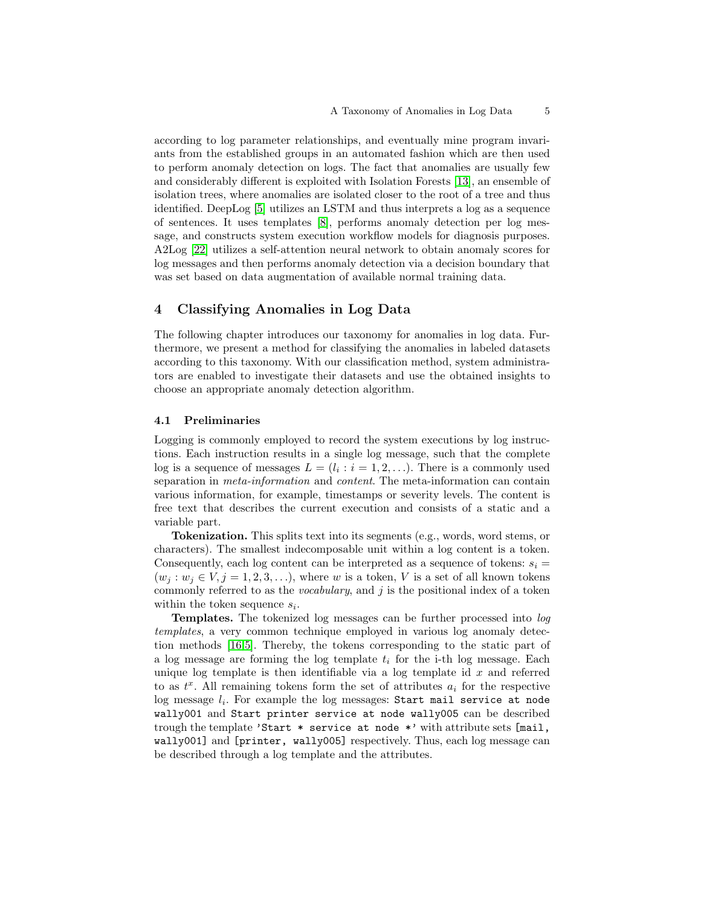according to log parameter relationships, and eventually mine program invariants from the established groups in an automated fashion which are then used to perform anomaly detection on logs. The fact that anomalies are usually few and considerably different is exploited with Isolation Forests [13], an ensemble of isolation trees, where anomalies are isolated closer to the root of a tree and thus identified. DeepLog [5] utilizes an LSTM and thus interprets a log as a sequence of sentences. It uses templates [8], performs anomaly detection per log message, and constructs system execution workflow models for diagnosis purposes. A2Log [22] utilizes a self-attention neural network to obtain anomaly scores for log messages and then performs anomaly detection via a decision boundary that was set based on data augmentation of available normal training data.

## 4 Classifying Anomalies in Log Data

The following chapter introduces our taxonomy for anomalies in log data. Furthermore, we present a method for classifying the anomalies in labeled datasets according to this taxonomy. With our classification method, system administrators are enabled to investigate their datasets and use the obtained insights to choose an appropriate anomaly detection algorithm.

### 4.1 Preliminaries

Logging is commonly employed to record the system executions by log instructions. Each instruction results in a single log message, such that the complete log is a sequence of messages $L = (l_i : i = 1, 2, \ldots)$. There is a commonly used separation in *meta-information* and *content*. The meta-information can contain various information, for example, timestamps or severity levels. The content is free text that describes the current execution and consists of a static and a variable part.

**Tokenization.** This splits text into its segments (e.g., words, word stems, or characters). The smallest indecomposable unit within a log content is a token. Consequently, each log content can be interpreted as a sequence of tokens: $s_i = (w_j : w_j \in V, j = 1, 2, 3, \ldots)$, where $w$ is a token, $V$ is a set of all known tokens commonly referred to as the *vocabulary*, and $j$ is the positional index of a token within the token sequence $s_i$.

**Templates.** The tokenized log messages can be further processed into *log templates*, a very common technique employed in various log anomaly detection methods [16,5]. Thereby, the tokens corresponding to the static part of a log message are forming the log template $t_i$ for the i-th log message. Each unique log template is then identifiable via a log template id $x$ and referred to as $t^x$. All remaining tokens form the set of attributes $a_i$ for the respective log message $l_i$. For example the log messages: `Start mail service at node wally001` and `Start printer service at node wally005` can be described trough the template `'Start * service at node *'` with attribute sets `[mail, wally001]` and `[printer, wally005]` respectively. Thus, each log message can be described through a log template and the attributes.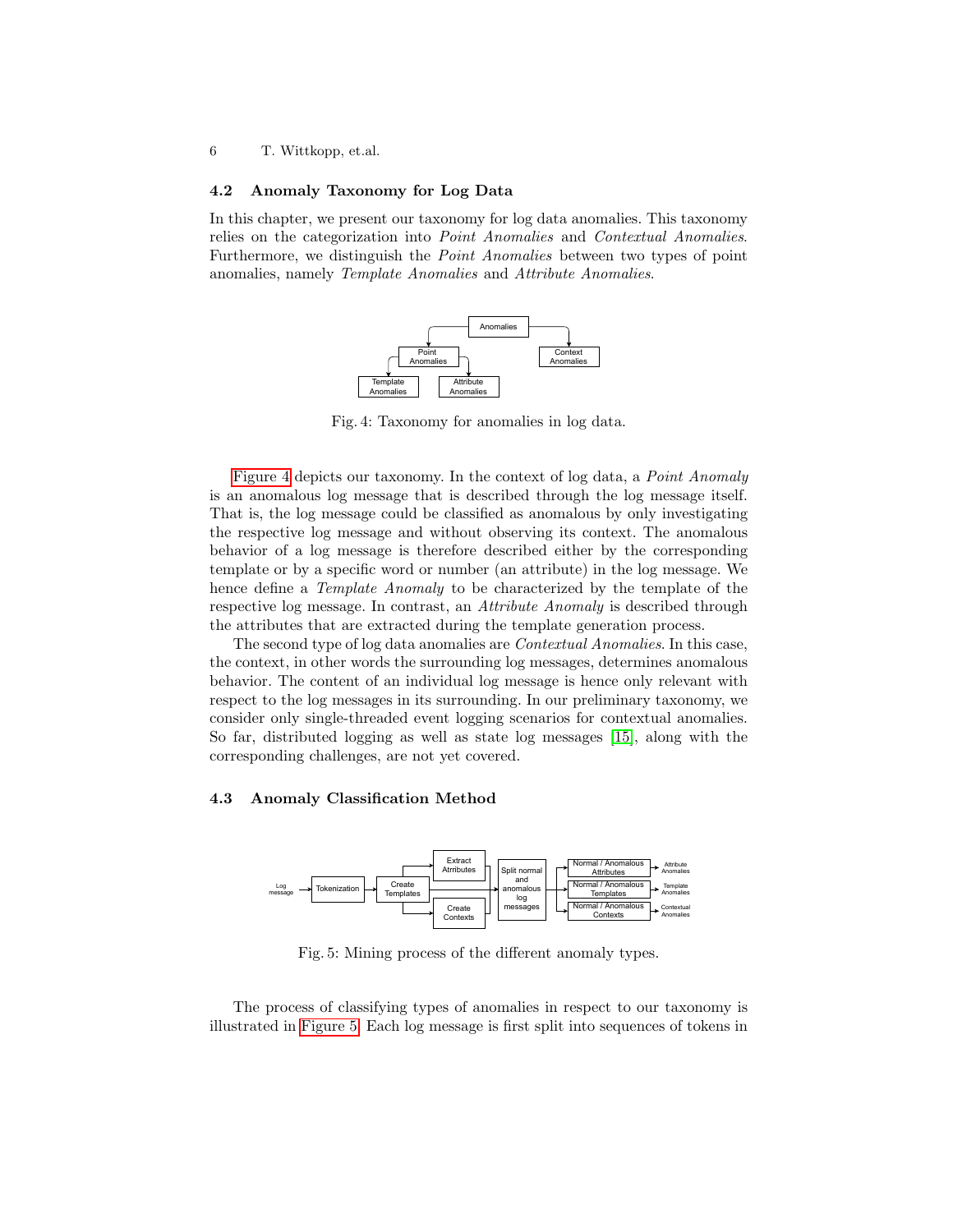### 4.2 Anomaly Taxonomy for Log Data

In this chapter, we present our taxonomy for log data anomalies. This taxonomy relies on the categorization into *Point Anomalies* and *Contextual Anomalies*. Furthermore, we distinguish the *Point Anomalies* between two types of point anomalies, namely *Template Anomalies* and *Attribute Anomalies*.

Fig. 4: Taxonomy for anomalies in log data.

Figure 4 depicts our taxonomy. In the context of log data, a *Point Anomaly* is an anomalous log message that is described through the log message itself. That is, the log message could be classified as anomalous by only investigating the respective log message and without observing its context. The anomalous behavior of a log message is therefore described either by the corresponding template or by a specific word or number (an attribute) in the log message. We hence define a *Template Anomaly* to be characterized by the template of the respective log message. In contrast, an *Attribute Anomaly* is described through the attributes that are extracted during the template generation process.

The second type of log data anomalies are *Contextual Anomalies*. In this case, the context, in other words the surrounding log messages, determines anomalous behavior. The content of an individual log message is hence only relevant with respect to the log messages in its surrounding. In our preliminary taxonomy, we consider only single-threaded event logging scenarios for contextual anomalies. So far, distributed logging as well as state log messages [15], along with the corresponding challenges, are not yet covered.

### 4.3 Anomaly Classification Method

Fig. 5: Mining process of the different anomaly types.

The process of classifying types of anomalies in respect to our taxonomy is illustrated in Figure 5. Each log message is first split into sequences of tokens in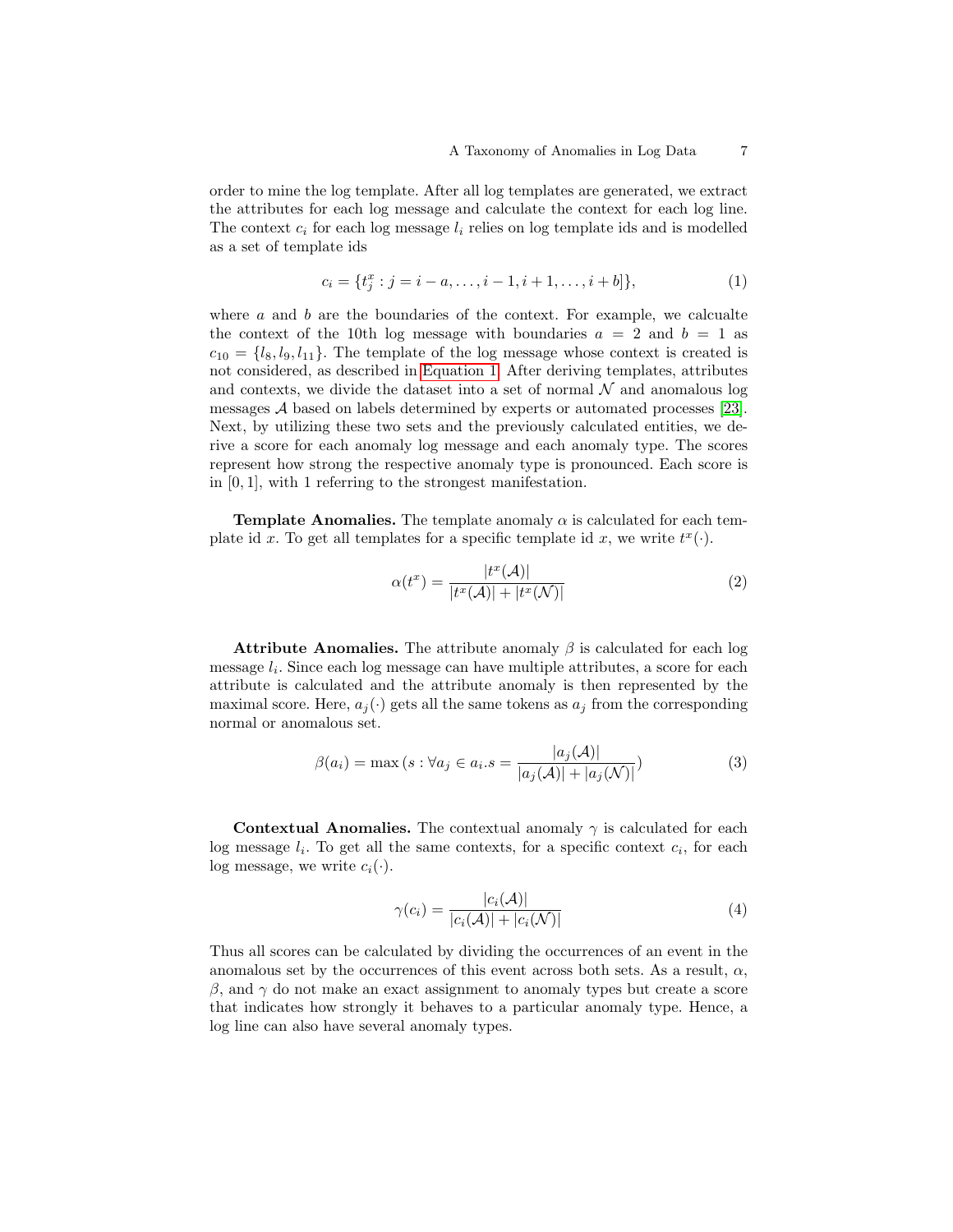order to mine the log template. After all log templates are generated, we extract the attributes for each log message and calculate the context for each log line. The context $c_i$ for each log message $l_i$ relies on log template ids and is modelled as a set of template ids

$$c_i = \{t_j^x : j = i - a, \ldots, i - 1, i + 1, \ldots, i + b]\}, \tag{1}$$

where $a$ and $b$ are the boundaries of the context. For example, we calcualte the context of the 10th log message with boundaries $a = 2$ and $b = 1$ as $c_{10} = \{l_8, l_9, l_{11}\}$. The template of the log message whose context is created is not considered, as described in Equation 1. After deriving templates, attributes and contexts, we divide the dataset into a set of normal $\mathcal{N}$ and anomalous log messages $\mathcal{A}$ based on labels determined by experts or automated processes [23]. Next, by utilizing these two sets and the previously calculated entities, we derive a score for each anomaly log message and each anomaly type. The scores represent how strong the respective anomaly type is pronounced. Each score is in $[0, 1]$, with 1 referring to the strongest manifestation.

**Template Anomalies.** The template anomaly $\alpha$ is calculated for each template id $x$. To get all templates for a specific template id $x$, we write $t^x(\cdot)$.

$$\alpha(t^x) = \frac{|t^x(\mathcal{A})|}{|t^x(\mathcal{A})| + |t^x(\mathcal{N})|} \tag{2}$$

**Attribute Anomalies.** The attribute anomaly $\beta$ is calculated for each log message $l_i$. Since each log message can have multiple attributes, a score for each attribute is calculated and the attribute anomaly is then represented by the maximal score. Here, $a_j(\cdot)$ gets all the same tokens as $a_j$ from the corresponding normal or anomalous set.

$$\beta(a_i) = \max\left(s : \forall a_j \in a_i.s = \frac{|a_j(\mathcal{A})|}{|a_j(\mathcal{A})| + |a_j(\mathcal{N})|}\right) \tag{3}$$

**Contextual Anomalies.** The contextual anomaly $\gamma$ is calculated for each log message $l_i$. To get all the same contexts, for a specific context $c_i$, for each log message, we write $c_i(\cdot)$.

$$\gamma(c_i) = \frac{|c_i(\mathcal{A})|}{|c_i(\mathcal{A})| + |c_i(\mathcal{N})|} \tag{4}$$

Thus all scores can be calculated by dividing the occurrences of an event in the anomalous set by the occurrences of this event across both sets. As a result, $\alpha$, $\beta$, and $\gamma$ do not make an exact assignment to anomaly types but create a score that indicates how strongly it behaves to a particular anomaly type. Hence, a log line can also have several anomaly types.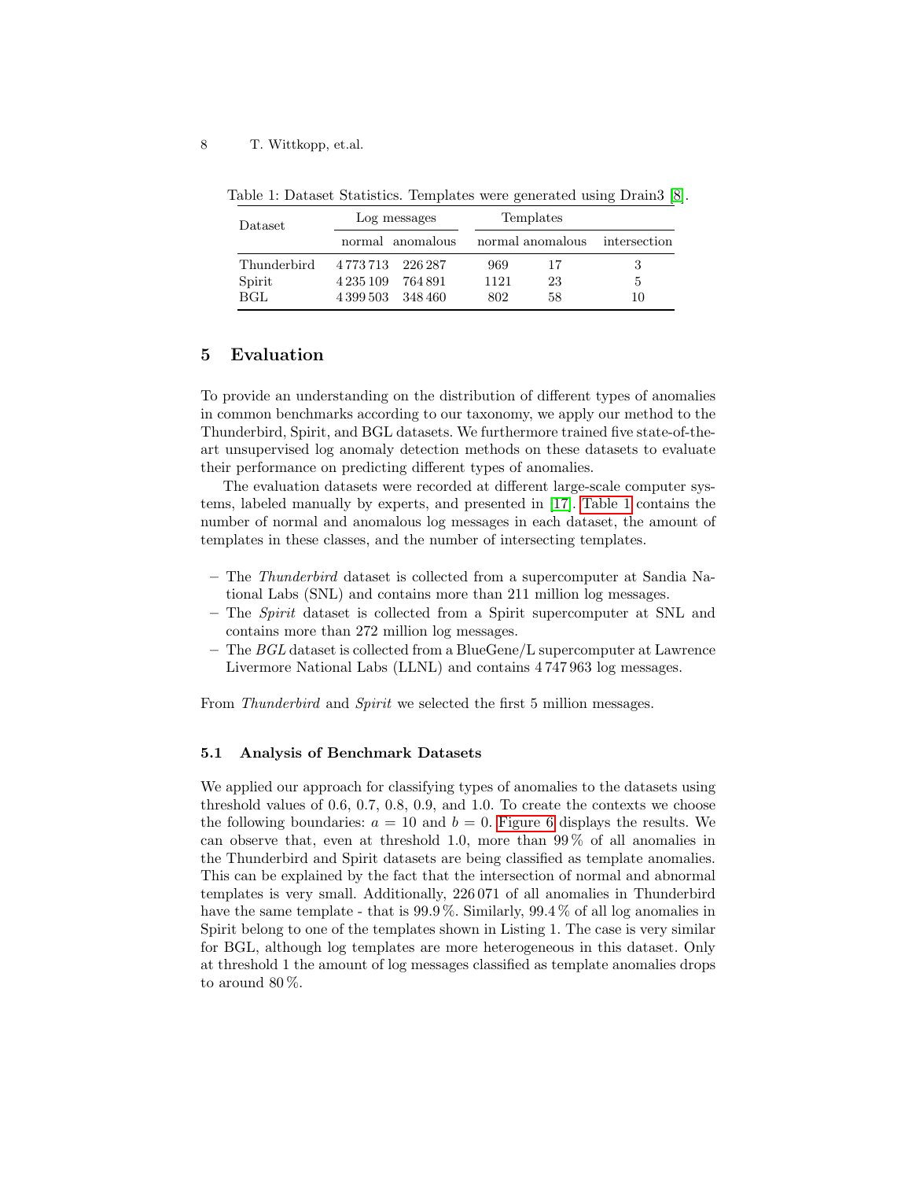Table 1: Dataset Statistics. Templates were generated using Drain3 [8].

| Dataset | Log messages | | Templates | | |
|---|---|---|---|---|---|
| | normal | anomalous | normal | anomalous | intersection |
| Thunderbird | 4 773 713 | 226 287 | 969 | 17 | 3 |
| Spirit | 4 235 109 | 764 891 | 1121 | 23 | 5 |
| BGL | 4 399 503 | 348 460 | 802 | 58 | 10 |

## 5 Evaluation

To provide an understanding on the distribution of different types of anomalies in common benchmarks according to our taxonomy, we apply our method to the Thunderbird, Spirit, and BGL datasets. We furthermore trained five state-of-the-art unsupervised log anomaly detection methods on these datasets to evaluate their performance on predicting different types of anomalies.

The evaluation datasets were recorded at different large-scale computer systems, labeled manually by experts, and presented in [17]. Table 1 contains the number of normal and anomalous log messages in each dataset, the amount of templates in these classes, and the number of intersecting templates.

- The *Thunderbird* dataset is collected from a supercomputer at Sandia National Labs (SNL) and contains more than 211 million log messages.
- The *Spirit* dataset is collected from a Spirit supercomputer at SNL and contains more than 272 million log messages.
- The *BGL* dataset is collected from a BlueGene/L supercomputer at Lawrence Livermore National Labs (LLNL) and contains 4 747 963 log messages.

From *Thunderbird* and *Spirit* we selected the first 5 million messages.

### 5.1 Analysis of Benchmark Datasets

We applied our approach for classifying types of anomalies to the datasets using threshold values of 0.6, 0.7, 0.8, 0.9, and 1.0. To create the contexts we choose the following boundaries: $a = 10$ and $b = 0$. Figure 6 displays the results. We can observe that, even at threshold 1.0, more than 99 % of all anomalies in the Thunderbird and Spirit datasets are being classified as template anomalies. This can be explained by the fact that the intersection of normal and abnormal templates is very small. Additionally, 226 071 of all anomalies in Thunderbird have the same template - that is 99.9 %. Similarly, 99.4 % of all log anomalies in Spirit belong to one of the templates shown in Listing 1. The case is very similar for BGL, although log templates are more heterogeneous in this dataset. Only at threshold 1 the amount of log messages classified as template anomalies drops to around 80 %.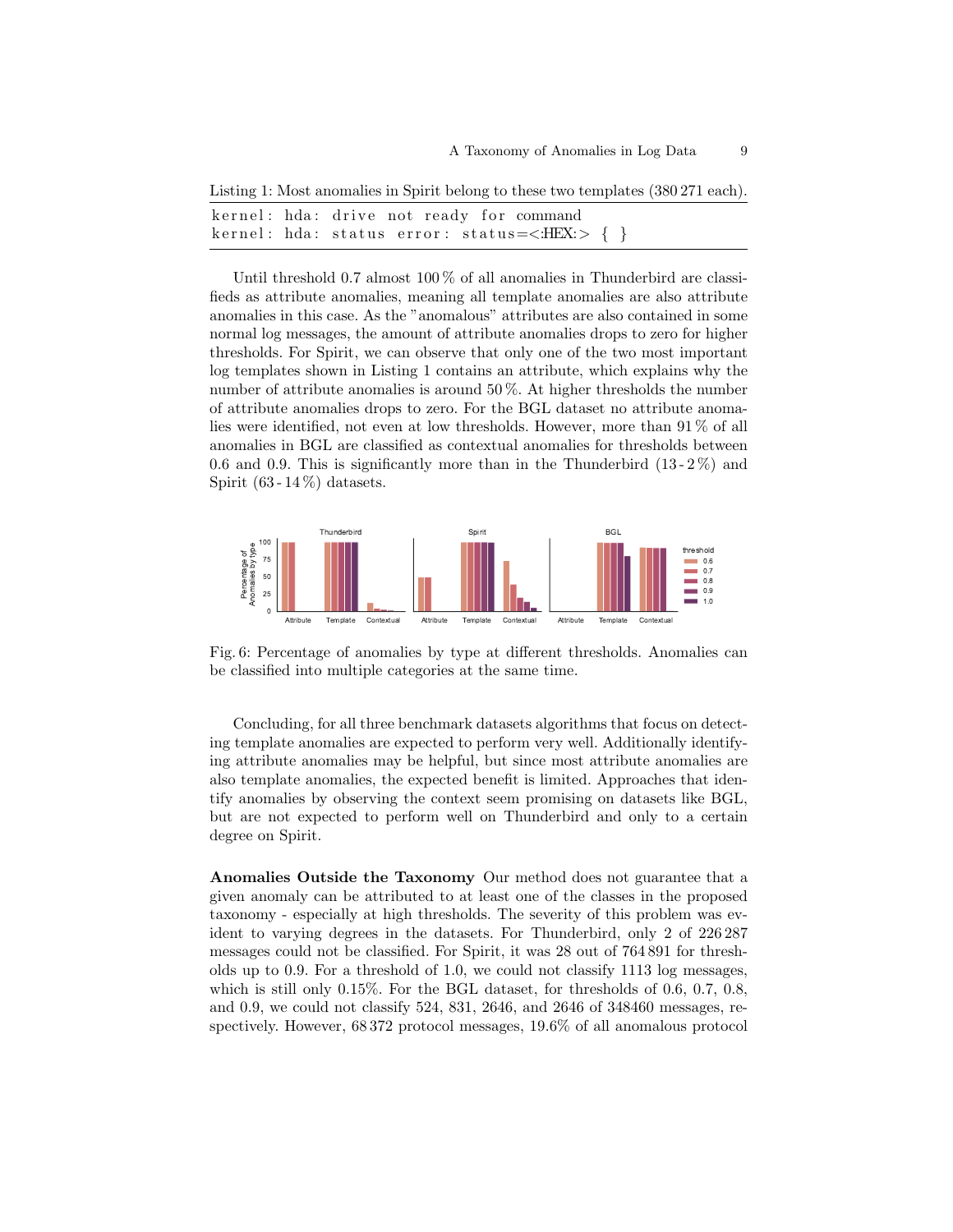Listing 1: Most anomalies in Spirit belong to these two templates (380 271 each).

```
kernel: hda: drive not ready for command
kernel: hda: status error: status=<:HEX:> { }
```

Until threshold 0.7 almost 100 % of all anomalies in Thunderbird are classifieds as attribute anomalies, meaning all template anomalies are also attribute anomalies in this case. As the "anomalous" attributes are also contained in some normal log messages, the amount of attribute anomalies drops to zero for higher thresholds. For Spirit, we can observe that only one of the two most important log templates shown in Listing 1 contains an attribute, which explains why the number of attribute anomalies is around 50 %. At higher thresholds the number of attribute anomalies drops to zero. For the BGL dataset no attribute anomalies were identified, not even at low thresholds. However, more than 91 % of all anomalies in BGL are classified as contextual anomalies for thresholds between 0.6 and 0.9. This is significantly more than in the Thunderbird (13 - 2 %) and Spirit (63 - 14 %) datasets.

Fig. 6: Percentage of anomalies by type at different thresholds. Anomalies can be classified into multiple categories at the same time.

Concluding, for all three benchmark datasets algorithms that focus on detecting template anomalies are expected to perform very well. Additionally identifying attribute anomalies may be helpful, but since most attribute anomalies are also template anomalies, the expected benefit is limited. Approaches that identify anomalies by observing the context seem promising on datasets like BGL, but are not expected to perform well on Thunderbird and only to a certain degree on Spirit.

**Anomalies Outside the Taxonomy** Our method does not guarantee that a given anomaly can be attributed to at least one of the classes in the proposed taxonomy - especially at high thresholds. The severity of this problem was evident to varying degrees in the datasets. For Thunderbird, only 2 of 226 287 messages could not be classified. For Spirit, it was 28 out of 764 891 for thresholds up to 0.9. For a threshold of 1.0, we could not classify 1113 log messages, which is still only 0.15%. For the BGL dataset, for thresholds of 0.6, 0.7, 0.8, and 0.9, we could not classify 524, 831, 2646, and 2646 of 348460 messages, respectively. However, 68 372 protocol messages, 19.6% of all anomalous protocol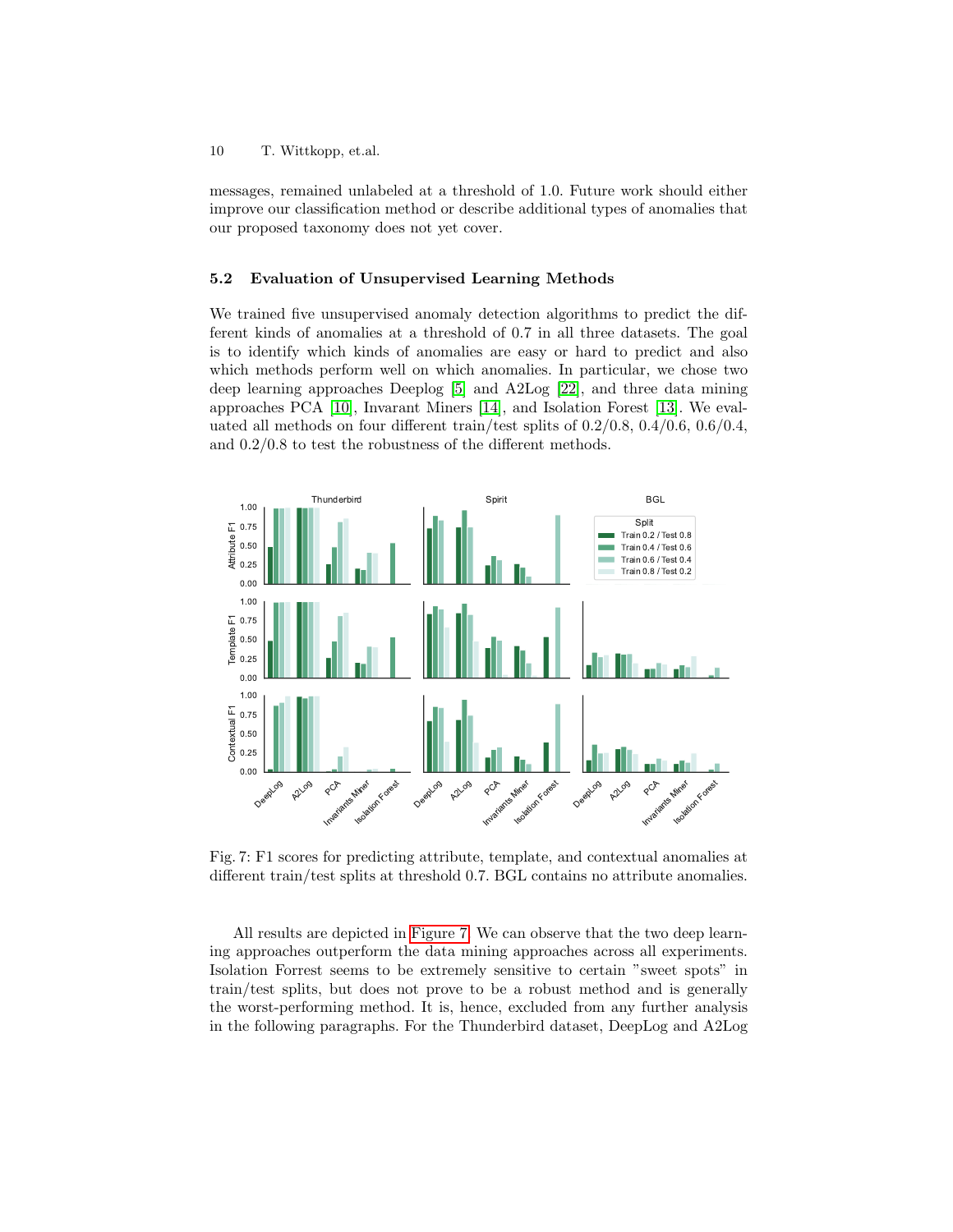messages, remained unlabeled at a threshold of 1.0. Future work should either improve our classification method or describe additional types of anomalies that our proposed taxonomy does not yet cover.

### 5.2 Evaluation of Unsupervised Learning Methods

We trained five unsupervised anomaly detection algorithms to predict the different kinds of anomalies at a threshold of 0.7 in all three datasets. The goal is to identify which kinds of anomalies are easy or hard to predict and also which methods perform well on which anomalies. In particular, we chose two deep learning approaches Deeplog [5] and A2Log [22], and three data mining approaches PCA [10], Invariant Miners [14], and Isolation Forest [13]. We evaluated all methods on four different train/test splits of 0.2/0.8, 0.4/0.6, 0.6/0.4, and 0.2/0.8 to test the robustness of the different methods.

Fig. 7: F1 scores for predicting attribute, template, and contextual anomalies at different train/test splits at threshold 0.7. BGL contains no attribute anomalies.

All results are depicted in Figure 7. We can observe that the two deep learning approaches outperform the data mining approaches across all experiments. Isolation Forrest seems to be extremely sensitive to certain "sweet spots" in train/test splits, but does not prove to be a robust method and is generally the worst-performing method. It is, hence, excluded from any further analysis in the following paragraphs. For the Thunderbird dataset, DeepLog and A2Log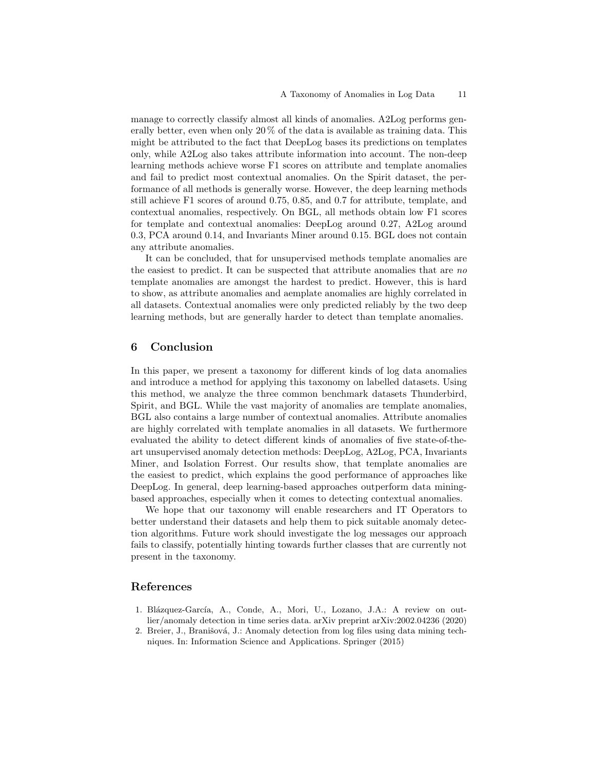manage to correctly classify almost all kinds of anomalies. A2Log performs generally better, even when only 20 % of the data is available as training data. This might be attributed to the fact that DeepLog bases its predictions on templates only, while A2Log also takes attribute information into account. The non-deep learning methods achieve worse F1 scores on attribute and template anomalies and fail to predict most contextual anomalies. On the Spirit dataset, the performance of all methods is generally worse. However, the deep learning methods still achieve F1 scores of around 0.75, 0.85, and 0.7 for attribute, template, and contextual anomalies, respectively. On BGL, all methods obtain low F1 scores for template and contextual anomalies: DeepLog around 0.27, A2Log around 0.3, PCA around 0.14, and Invariants Miner around 0.15. BGL does not contain any attribute anomalies.

It can be concluded, that for unsupervised methods template anomalies are the easiest to predict. It can be suspected that attribute anomalies that are *no* template anomalies are amongst the hardest to predict. However, this is hard to show, as attribute anomalies and aemplate anomalies are highly correlated in all datasets. Contextual anomalies were only predicted reliably by the two deep learning methods, but are generally harder to detect than template anomalies.

## 6 Conclusion

In this paper, we present a taxonomy for different kinds of log data anomalies and introduce a method for applying this taxonomy on labelled datasets. Using this method, we analyze the three common benchmark datasets Thunderbird, Spirit, and BGL. While the vast majority of anomalies are template anomalies, BGL also contains a large number of contextual anomalies. Attribute anomalies are highly correlated with template anomalies in all datasets. We furthermore evaluated the ability to detect different kinds of anomalies of five state-of-the-art unsupervised anomaly detection methods: DeepLog, A2Log, PCA, Invariants Miner, and Isolation Forrest. Our results show, that template anomalies are the easiest to predict, which explains the good performance of approaches like DeepLog. In general, deep learning-based approaches outperform data mining-based approaches, especially when it comes to detecting contextual anomalies.

We hope that our taxonomy will enable researchers and IT Operators to better understand their datasets and help them to pick suitable anomaly detection algorithms. Future work should investigate the log messages our approach fails to classify, potentially hinting towards further classes that are currently not present in the taxonomy.

## References

1. Blázquez-García, A., Conde, A., Mori, U., Lozano, J.A.: A review on outlier/anomaly detection in time series data. arXiv preprint arXiv:2002.04236 (2020)
2. Breier, J., Branišová, J.: Anomaly detection from log files using data mining techniques. In: Information Science and Applications. Springer (2015)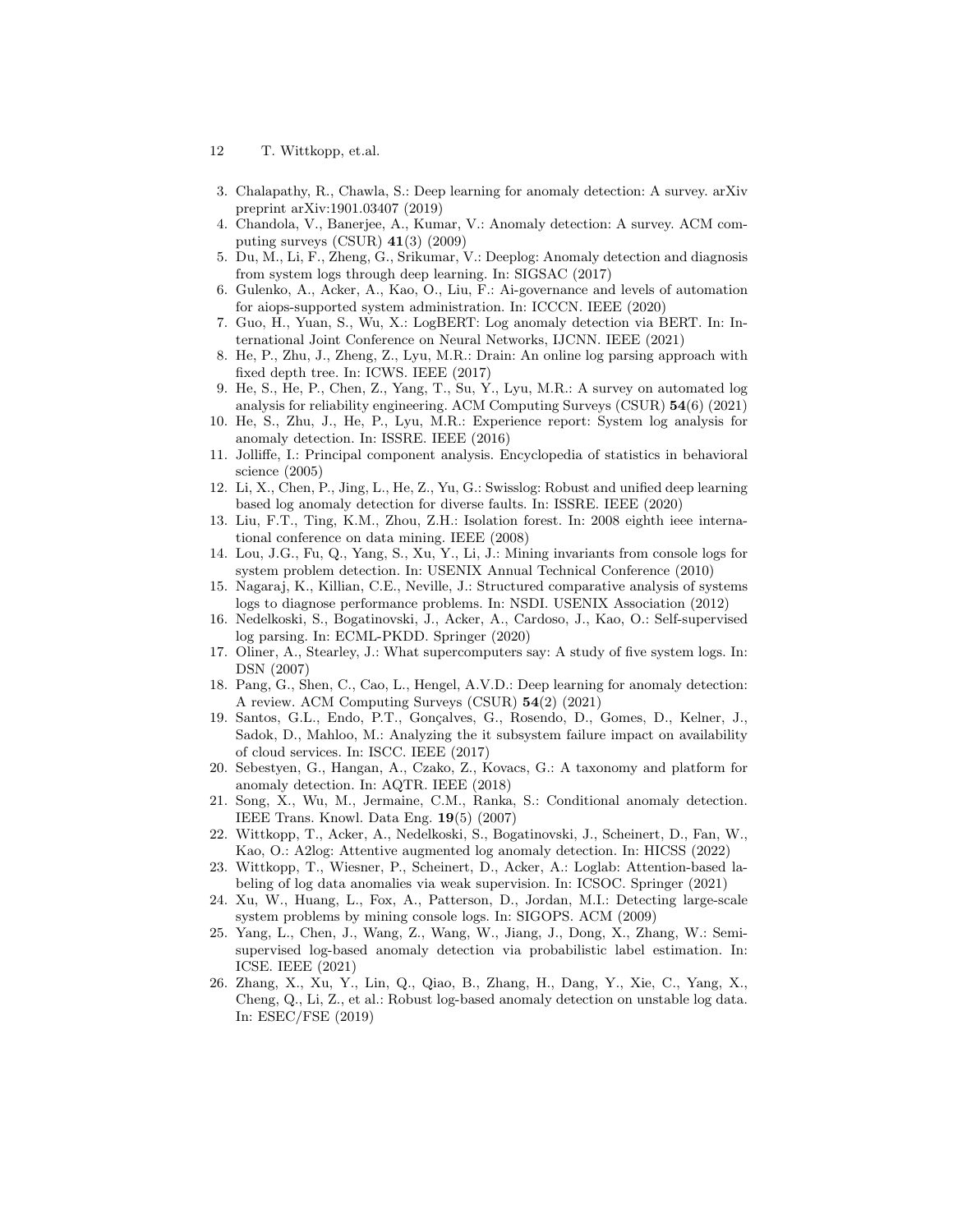3. Chalapathy, R., Chawla, S.: Deep learning for anomaly detection: A survey. arXiv preprint arXiv:1901.03407 (2019)
4. Chandola, V., Banerjee, A., Kumar, V.: Anomaly detection: A survey. ACM computing surveys (CSUR) **41**(3) (2009)
5. Du, M., Li, F., Zheng, G., Srikumar, V.: Deeplog: Anomaly detection and diagnosis from system logs through deep learning. In: SIGSAC (2017)
6. Gulenko, A., Acker, A., Kao, O., Liu, F.: Ai-governance and levels of automation for aiops-supported system administration. In: ICCCN. IEEE (2020)
7. Guo, H., Yuan, S., Wu, X.: LogBERT: Log anomaly detection via BERT. In: International Joint Conference on Neural Networks, IJCNN. IEEE (2021)
8. He, P., Zhu, J., Zheng, Z., Lyu, M.R.: Drain: An online log parsing approach with fixed depth tree. In: ICWS. IEEE (2017)
9. He, S., He, P., Chen, Z., Yang, T., Su, Y., Lyu, M.R.: A survey on automated log analysis for reliability engineering. ACM Computing Surveys (CSUR) **54**(6) (2021)
10. He, S., Zhu, J., He, P., Lyu, M.R.: Experience report: System log analysis for anomaly detection. In: ISSRE. IEEE (2016)
11. Jolliffe, I.: Principal component analysis. Encyclopedia of statistics in behavioral science (2005)
12. Li, X., Chen, P., Jing, L., He, Z., Yu, G.: Swisslog: Robust and unified deep learning based log anomaly detection for diverse faults. In: ISSRE. IEEE (2020)
13. Liu, F.T., Ting, K.M., Zhou, Z.H.: Isolation forest. In: 2008 eighth ieee international conference on data mining. IEEE (2008)
14. Lou, J.G., Fu, Q., Yang, S., Xu, Y., Li, J.: Mining invariants from console logs for system problem detection. In: USENIX Annual Technical Conference (2010)
15. Nagaraj, K., Killian, C.E., Neville, J.: Structured comparative analysis of systems logs to diagnose performance problems. In: NSDI. USENIX Association (2012)
16. Nedelkoski, S., Bogatinovski, J., Acker, A., Cardoso, J., Kao, O.: Self-supervised log parsing. In: ECML-PKDD. Springer (2020)
17. Oliner, A., Stearley, J.: What supercomputers say: A study of five system logs. In: DSN (2007)
18. Pang, G., Shen, C., Cao, L., Hengel, A.V.D.: Deep learning for anomaly detection: A review. ACM Computing Surveys (CSUR) **54**(2) (2021)
19. Santos, G.L., Endo, P.T., Gonçalves, G., Rosendo, D., Gomes, D., Kelner, J., Sadok, D., Mahloo, M.: Analyzing the it subsystem failure impact on availability of cloud services. In: ISCC. IEEE (2017)
20. Sebestyen, G., Hangan, A., Czako, Z., Kovacs, G.: A taxonomy and platform for anomaly detection. In: AQTR. IEEE (2018)
21. Song, X., Wu, M., Jermaine, C.M., Ranka, S.: Conditional anomaly detection. IEEE Trans. Knowl. Data Eng. **19**(5) (2007)
22. Wittkopp, T., Acker, A., Nedelkoski, S., Bogatinovski, J., Scheinert, D., Fan, W., Kao, O.: A2log: Attentive augmented log anomaly detection. In: HICSS (2022)
23. Wittkopp, T., Wiesner, P., Scheinert, D., Acker, A.: Loglab: Attention-based labeling of log data anomalies via weak supervision. In: ICSOC. Springer (2021)
24. Xu, W., Huang, L., Fox, A., Patterson, D., Jordan, M.I.: Detecting large-scale system problems by mining console logs. In: SIGOPS. ACM (2009)
25. Yang, L., Chen, J., Wang, Z., Wang, W., Jiang, J., Dong, X., Zhang, W.: Semi-supervised log-based anomaly detection via probabilistic label estimation. In: ICSE. IEEE (2021)
26. Zhang, X., Xu, Y., Lin, Q., Qiao, B., Zhang, H., Dang, Y., Xie, C., Yang, X., Cheng, Q., Li, Z., et al.: Robust log-based anomaly detection on unstable log data. In: ESEC/FSE (2019)